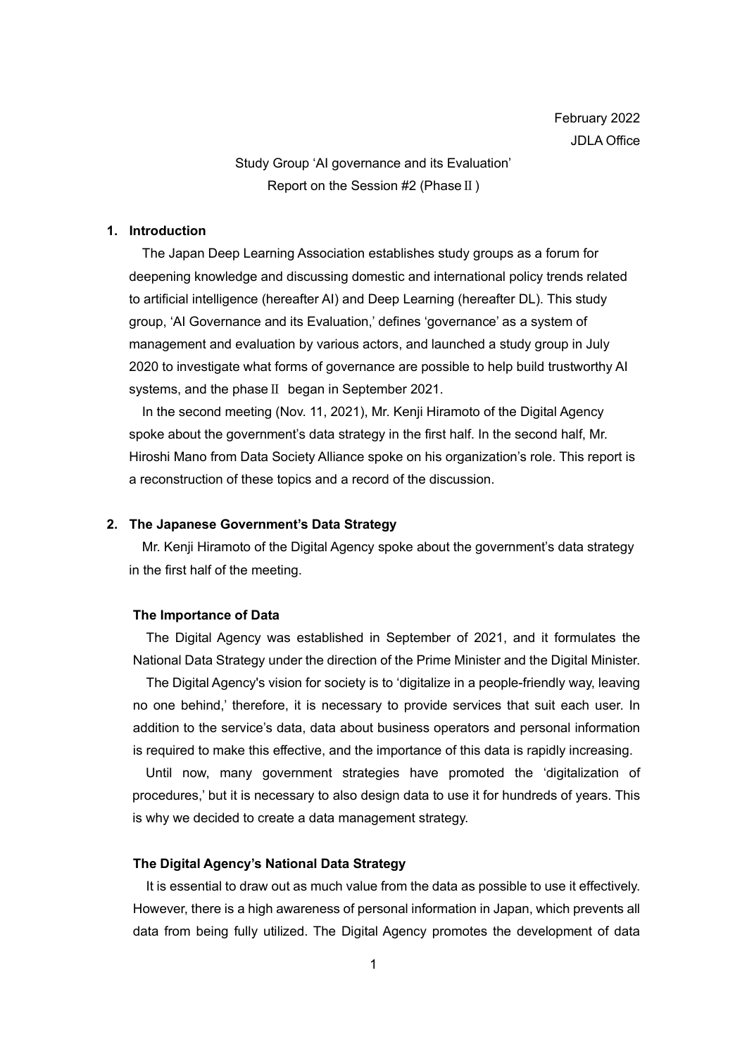February 2022

JDLA Office

Study Group 'AI governance and its Evaluation'

Report on the Session #2 (Phase Ⅱ)

## 1. Introduction

The Japan Deep Learning Association establishes study groups as a forum for deepening knowledge and discussing domestic and international policy trends related to artificial intelligence (hereafter AI) and Deep Learning (hereafter DL). This study group, 'AI Governance and its Evaluation,' defines 'governance' as a system of management and evaluation by various actors, and launched a study group in July 2020 to investigate what forms of governance are possible to help build trustworthy AI systems, and the phase Ⅱ began in September 2021.

In the second meeting (Nov. 11, 2021), Mr. Kenji Hiramoto of the Digital Agency spoke about the government's data strategy in the first half. In the second half, Mr. Hiroshi Mano from Data Society Alliance spoke on his organization's role. This report is a reconstruction of these topics and a record of the discussion.

## 2. The Japanese Government's Data Strategy

Mr. Kenji Hiramoto of the Digital Agency spoke about the government's data strategy in the first half of the meeting.

### The Importance of Data

The Digital Agency was established in September of 2021, and it formulates the National Data Strategy under the direction of the Prime Minister and the Digital Minister.

The Digital Agency's vision for society is to 'digitalize in a people-friendly way, leaving no one behind,' therefore, it is necessary to provide services that suit each user. In addition to the service's data, data about business operators and personal information is required to make this effective, and the importance of this data is rapidly increasing.

Until now, many government strategies have promoted the 'digitalization of procedures,' but it is necessary to also design data to use it for hundreds of years. This is why we decided to create a data management strategy.

### The Digital Agency's National Data Strategy

It is essential to draw out as much value from the data as possible to use it effectively. However, there is a high awareness of personal information in Japan, which prevents all data from being fully utilized. The Digital Agency promotes the development of data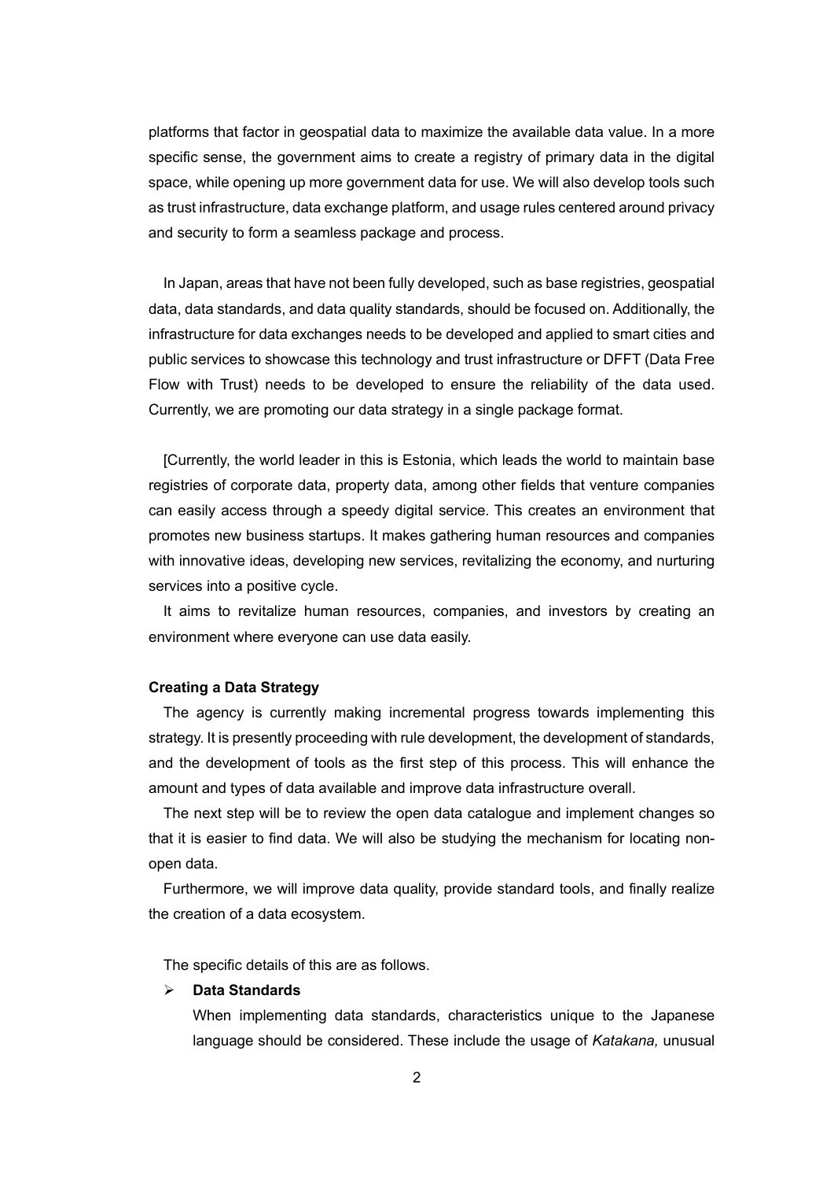platforms that factor in geospatial data to maximize the available data value. In a more specific sense, the government aims to create a registry of primary data in the digital space, while opening up more government data for use. We will also develop tools such as trust infrastructure, data exchange platform, and usage rules centered around privacy and security to form a seamless package and process.

In Japan, areas that have not been fully developed, such as base registries, geospatial data, data standards, and data quality standards, should be focused on. Additionally, the infrastructure for data exchanges needs to be developed and applied to smart cities and public services to showcase this technology and trust infrastructure or DFFT (Data Free Flow with Trust) needs to be developed to ensure the reliability of the data used. Currently, we are promoting our data strategy in a single package format.

[Currently, the world leader in this is Estonia, which leads the world to maintain base registries of corporate data, property data, among other fields that venture companies can easily access through a speedy digital service. This creates an environment that promotes new business startups. It makes gathering human resources and companies with innovative ideas, developing new services, revitalizing the economy, and nurturing services into a positive cycle.

It aims to revitalize human resources, companies, and investors by creating an environment where everyone can use data easily.

**Creating a Data Strategy**

The agency is currently making incremental progress towards implementing this strategy. It is presently proceeding with rule development, the development of standards, and the development of tools as the first step of this process. This will enhance the amount and types of data available and improve data infrastructure overall.

The next step will be to review the open data catalogue and implement changes so that it is easier to find data. We will also be studying the mechanism for locating non-open data.

Furthermore, we will improve data quality, provide standard tools, and finally realize the creation of a data ecosystem.

The specific details of this are as follows.

- **Data Standards**

  When implementing data standards, characteristics unique to the Japanese language should be considered. These include the usage of *Katakana,* unusual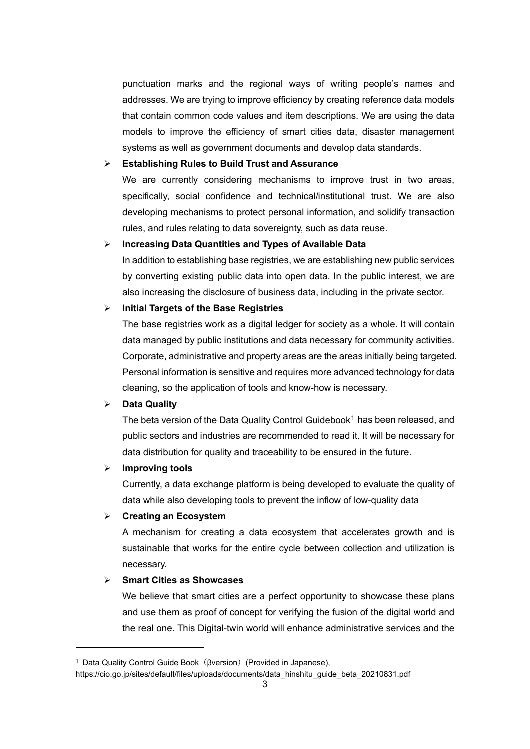punctuation marks and the regional ways of writing people's names and addresses. We are trying to improve efficiency by creating reference data models that contain common code values and item descriptions. We are using the data models to improve the efficiency of smart cities data, disaster management systems as well as government documents and develop data standards.

- **Establishing Rules to Build Trust and Assurance**

  We are currently considering mechanisms to improve trust in two areas, specifically, social confidence and technical/institutional trust. We are also developing mechanisms to protect personal information, and solidify transaction rules, and rules relating to data sovereignty, such as data reuse.

- **Increasing Data Quantities and Types of Available Data**

  In addition to establishing base registries, we are establishing new public services by converting existing public data into open data. In the public interest, we are also increasing the disclosure of business data, including in the private sector.

- **Initial Targets of the Base Registries**

  The base registries work as a digital ledger for society as a whole. It will contain data managed by public institutions and data necessary for community activities. Corporate, administrative and property areas are the areas initially being targeted. Personal information is sensitive and requires more advanced technology for data cleaning, so the application of tools and know-how is necessary.

- **Data Quality**

  The beta version of the Data Quality Control Guidebook[1] has been released, and public sectors and industries are recommended to read it. It will be necessary for data distribution for quality and traceability to be ensured in the future.

- **Improving tools**

  Currently, a data exchange platform is being developed to evaluate the quality of data while also developing tools to prevent the inflow of low-quality data

- **Creating an Ecosystem**

  A mechanism for creating a data ecosystem that accelerates growth and is sustainable that works for the entire cycle between collection and utilization is necessary.

- **Smart Cities as Showcases**

  We believe that smart cities are a perfect opportunity to showcase these plans and use them as proof of concept for verifying the fusion of the digital world and the real one. This Digital-twin world will enhance administrative services and the

---

[1] Data Quality Control Guide Book（βversion）(Provided in Japanese), https://cio.go.jp/sites/default/files/uploads/documents/data_hinshitu_guide_beta_20210831.pdf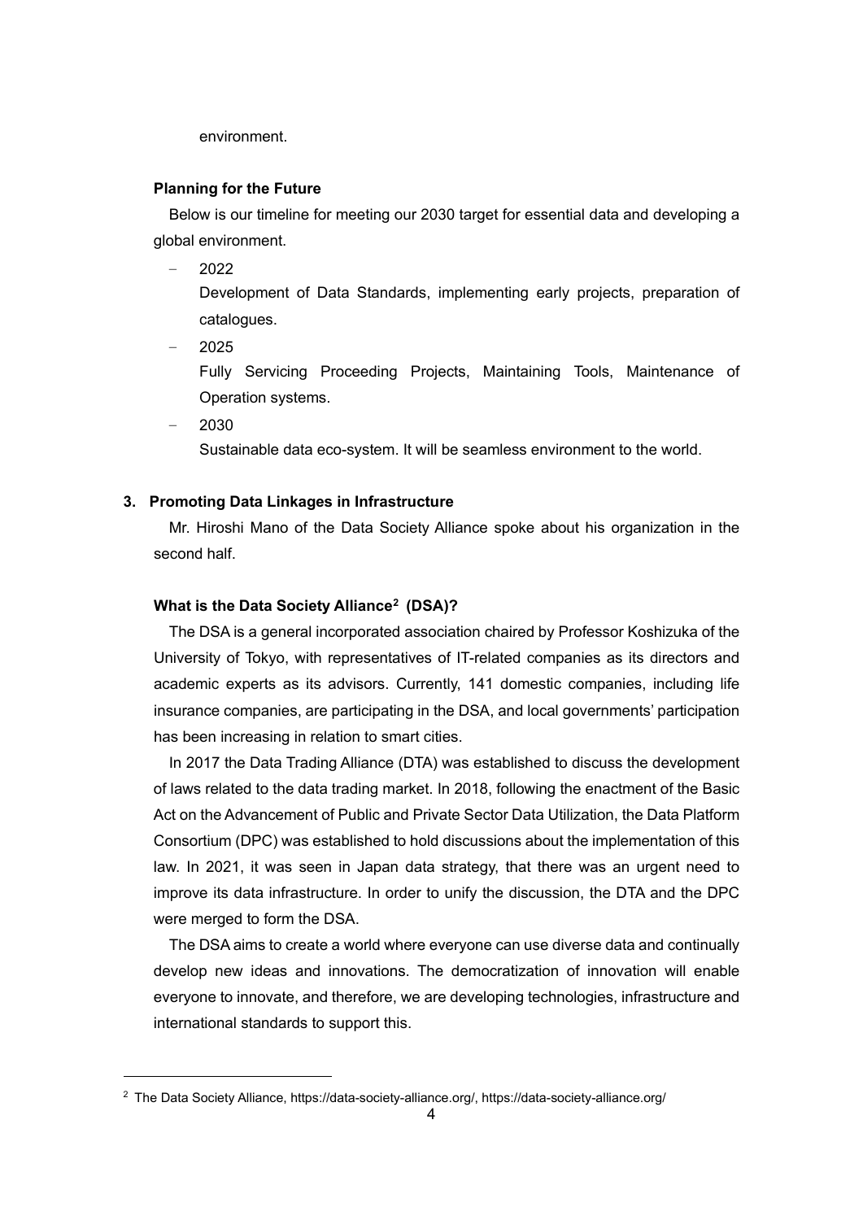environment.

**Planning for the Future**

Below is our timeline for meeting our 2030 target for essential data and developing a global environment.

- 2022

  Development of Data Standards, implementing early projects, preparation of catalogues.

- 2025

  Fully Servicing Proceeding Projects, Maintaining Tools, Maintenance of Operation systems.

- 2030

  Sustainable data eco-system. It will be seamless environment to the world.

## 3. Promoting Data Linkages in Infrastructure

Mr. Hiroshi Mano of the Data Society Alliance spoke about his organization in the second half.

**What is the Data Society Alliance[2] (DSA)?**

The DSA is a general incorporated association chaired by Professor Koshizuka of the University of Tokyo, with representatives of IT-related companies as its directors and academic experts as its advisors. Currently, 141 domestic companies, including life insurance companies, are participating in the DSA, and local governments' participation has been increasing in relation to smart cities.

In 2017 the Data Trading Alliance (DTA) was established to discuss the development of laws related to the data trading market. In 2018, following the enactment of the Basic Act on the Advancement of Public and Private Sector Data Utilization, the Data Platform Consortium (DPC) was established to hold discussions about the implementation of this law. In 2021, it was seen in Japan data strategy, that there was an urgent need to improve its data infrastructure. In order to unify the discussion, the DTA and the DPC were merged to form the DSA.

The DSA aims to create a world where everyone can use diverse data and continually develop new ideas and innovations. The democratization of innovation will enable everyone to innovate, and therefore, we are developing technologies, infrastructure and international standards to support this.

---

[2] The Data Society Alliance, https://data-society-alliance.org/, https://data-society-alliance.org/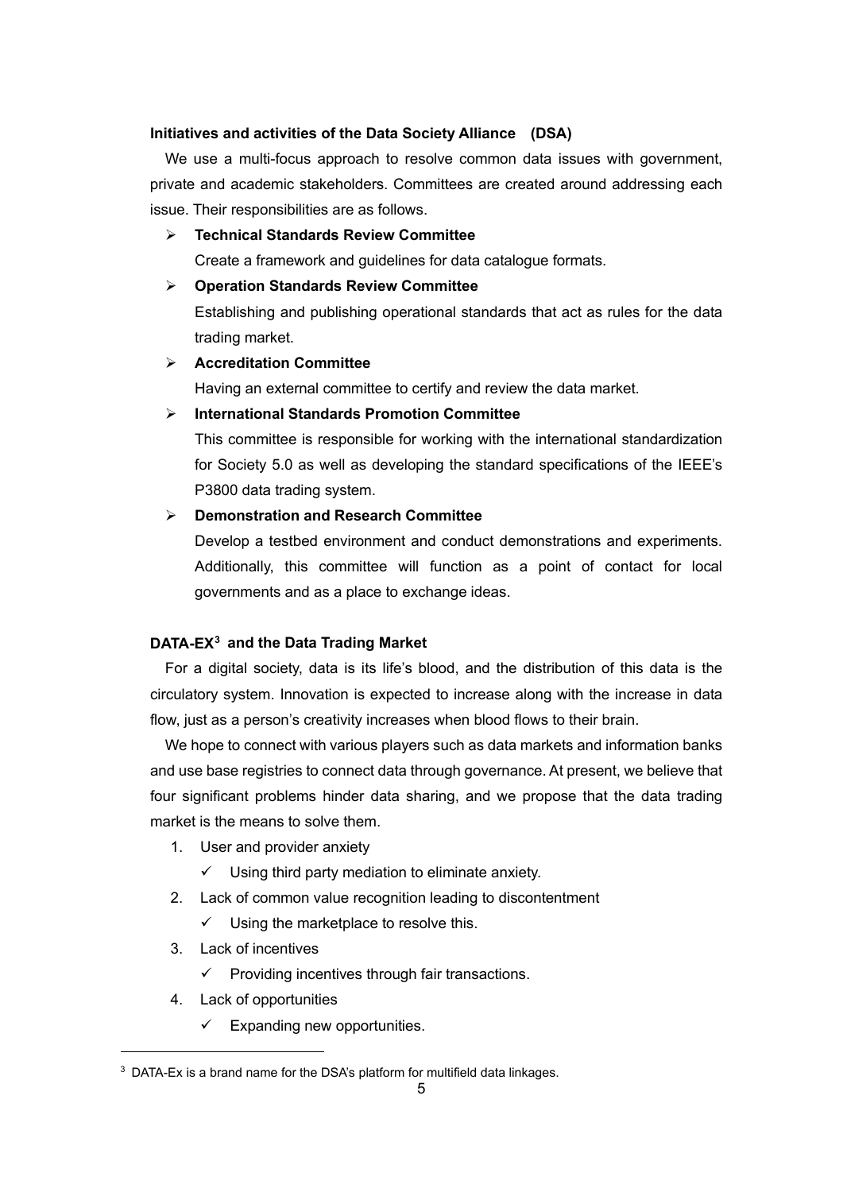### Initiatives and activities of the Data Society Alliance (DSA)

We use a multi-focus approach to resolve common data issues with government, private and academic stakeholders. Committees are created around addressing each issue. Their responsibilities are as follows.

- **Technical Standards Review Committee**
  Create a framework and guidelines for data catalogue formats.
- **Operation Standards Review Committee**
  Establishing and publishing operational standards that act as rules for the data trading market.
- **Accreditation Committee**
  Having an external committee to certify and review the data market.
- **International Standards Promotion Committee**
  This committee is responsible for working with the international standardization for Society 5.0 as well as developing the standard specifications of the IEEE's P3800 data trading system.
- **Demonstration and Research Committee**
  Develop a testbed environment and conduct demonstrations and experiments. Additionally, this committee will function as a point of contact for local governments and as a place to exchange ideas.

### DATA-EX[3] and the Data Trading Market

For a digital society, data is its life's blood, and the distribution of this data is the circulatory system. Innovation is expected to increase along with the increase in data flow, just as a person's creativity increases when blood flows to their brain.

We hope to connect with various players such as data markets and information banks and use base registries to connect data through governance. At present, we believe that four significant problems hinder data sharing, and we propose that the data trading market is the means to solve them.

1. User and provider anxiety
   - ✓ Using third party mediation to eliminate anxiety.
2. Lack of common value recognition leading to discontentment
   - ✓ Using the marketplace to resolve this.
3. Lack of incentives
   - ✓ Providing incentives through fair transactions.
4. Lack of opportunities
   - ✓ Expanding new opportunities.

---

[3] DATA-Ex is a brand name for the DSA's platform for multifield data linkages.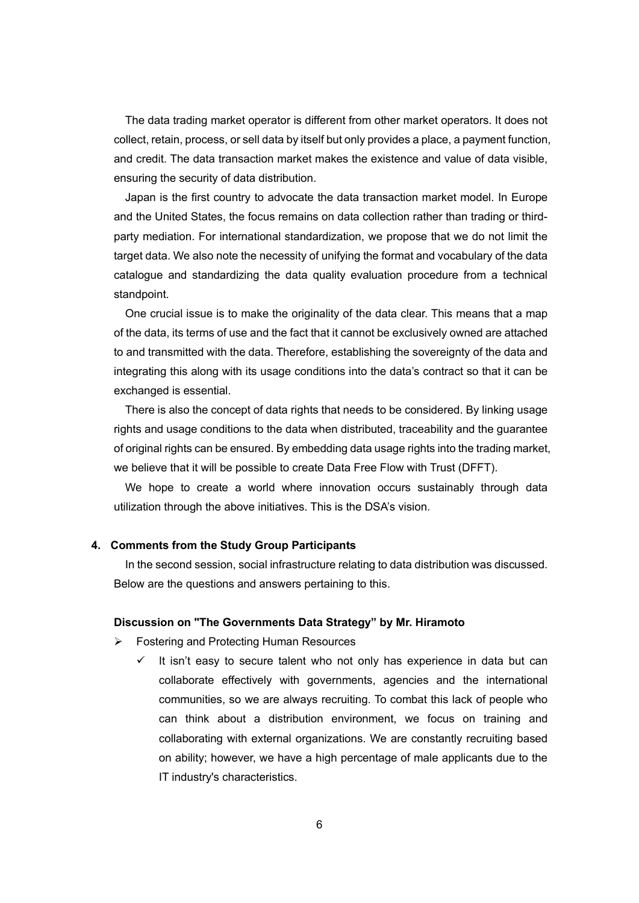The data trading market operator is different from other market operators. It does not collect, retain, process, or sell data by itself but only provides a place, a payment function, and credit. The data transaction market makes the existence and value of data visible, ensuring the security of data distribution.

Japan is the first country to advocate the data transaction market model. In Europe and the United States, the focus remains on data collection rather than trading or third-party mediation. For international standardization, we propose that we do not limit the target data. We also note the necessity of unifying the format and vocabulary of the data catalogue and standardizing the data quality evaluation procedure from a technical standpoint.

One crucial issue is to make the originality of the data clear. This means that a map of the data, its terms of use and the fact that it cannot be exclusively owned are attached to and transmitted with the data. Therefore, establishing the sovereignty of the data and integrating this along with its usage conditions into the data's contract so that it can be exchanged is essential.

There is also the concept of data rights that needs to be considered. By linking usage rights and usage conditions to the data when distributed, traceability and the guarantee of original rights can be ensured. By embedding data usage rights into the trading market, we believe that it will be possible to create Data Free Flow with Trust (DFFT).

We hope to create a world where innovation occurs sustainably through data utilization through the above initiatives. This is the DSA's vision.

## 4. Comments from the Study Group Participants

In the second session, social infrastructure relating to data distribution was discussed. Below are the questions and answers pertaining to this.

### Discussion on "The Governments Data Strategy" by Mr. Hiramoto

- Fostering and Protecting Human Resources
  - ✓ It isn't easy to secure talent who not only has experience in data but can collaborate effectively with governments, agencies and the international communities, so we are always recruiting. To combat this lack of people who can think about a distribution environment, we focus on training and collaborating with external organizations. We are constantly recruiting based on ability; however, we have a high percentage of male applicants due to the IT industry's characteristics.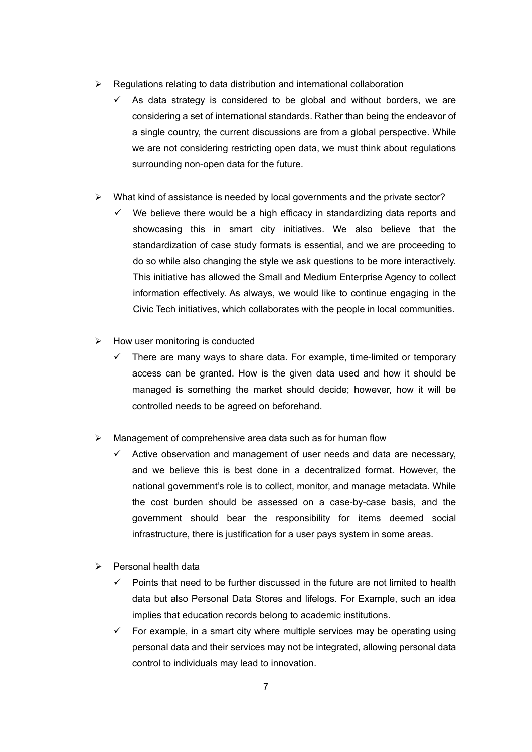- Regulations relating to data distribution and international collaboration
  - As data strategy is considered to be global and without borders, we are considering a set of international standards. Rather than being the endeavor of a single country, the current discussions are from a global perspective. While we are not considering restricting open data, we must think about regulations surrounding non-open data for the future.

- What kind of assistance is needed by local governments and the private sector?
  - We believe there would be a high efficacy in standardizing data reports and showcasing this in smart city initiatives. We also believe that the standardization of case study formats is essential, and we are proceeding to do so while also changing the style we ask questions to be more interactively. This initiative has allowed the Small and Medium Enterprise Agency to collect information effectively. As always, we would like to continue engaging in the Civic Tech initiatives, which collaborates with the people in local communities.

- How user monitoring is conducted
  - There are many ways to share data. For example, time-limited or temporary access can be granted. How is the given data used and how it should be managed is something the market should decide; however, how it will be controlled needs to be agreed on beforehand.

- Management of comprehensive area data such as for human flow
  - Active observation and management of user needs and data are necessary, and we believe this is best done in a decentralized format. However, the national government's role is to collect, monitor, and manage metadata. While the cost burden should be assessed on a case-by-case basis, and the government should bear the responsibility for items deemed social infrastructure, there is justification for a user pays system in some areas.

- Personal health data
  - Points that need to be further discussed in the future are not limited to health data but also Personal Data Stores and lifelogs. For Example, such an idea implies that education records belong to academic institutions.
  - For example, in a smart city where multiple services may be operating using personal data and their services may not be integrated, allowing personal data control to individuals may lead to innovation.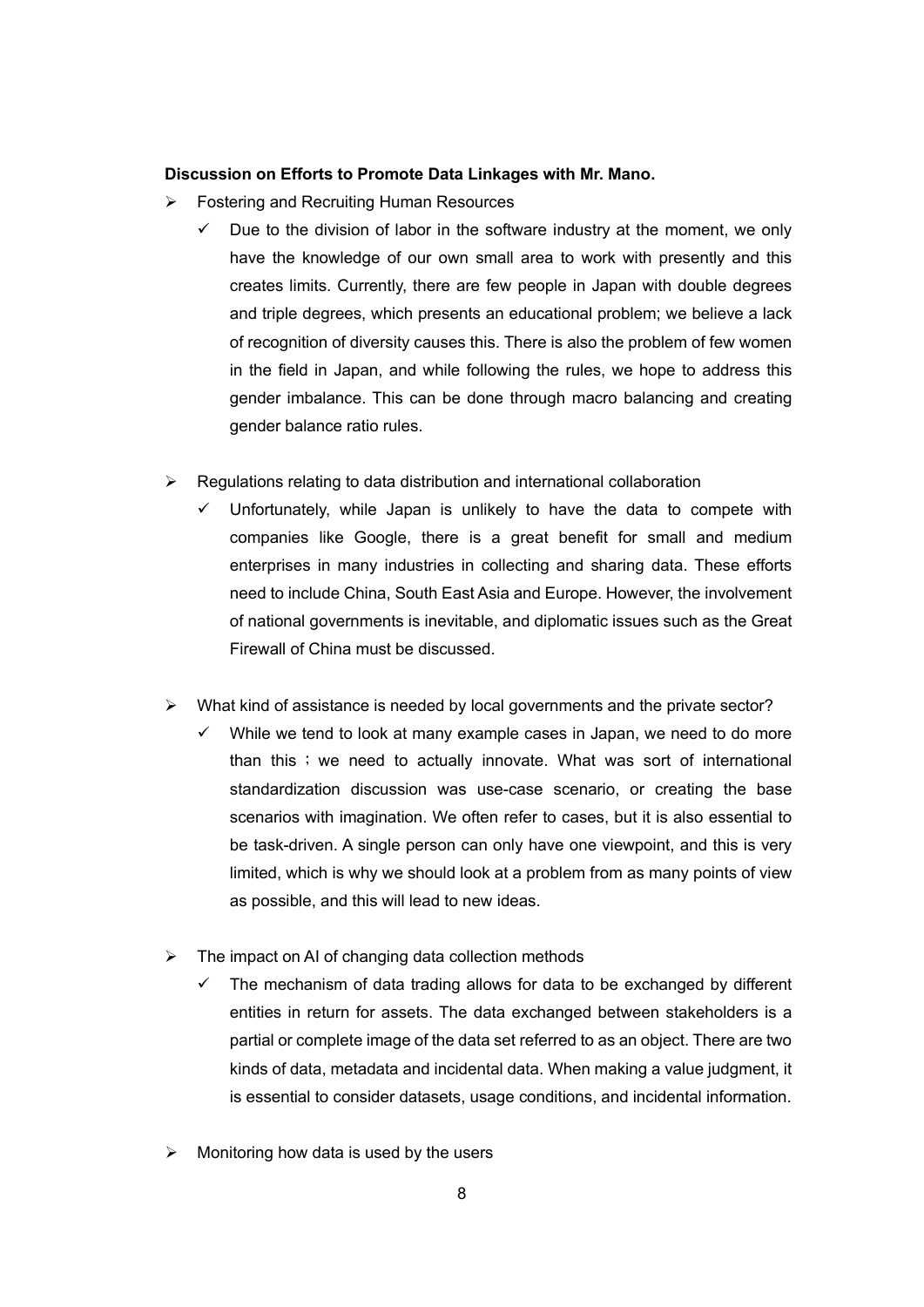**Discussion on Efforts to Promote Data Linkages with Mr. Mano.**

- Fostering and Recruiting Human Resources
  - Due to the division of labor in the software industry at the moment, we only have the knowledge of our own small area to work with presently and this creates limits. Currently, there are few people in Japan with double degrees and triple degrees, which presents an educational problem; we believe a lack of recognition of diversity causes this. There is also the problem of few women in the field in Japan, and while following the rules, we hope to address this gender imbalance. This can be done through macro balancing and creating gender balance ratio rules.

- Regulations relating to data distribution and international collaboration
  - Unfortunately, while Japan is unlikely to have the data to compete with companies like Google, there is a great benefit for small and medium enterprises in many industries in collecting and sharing data. These efforts need to include China, South East Asia and Europe. However, the involvement of national governments is inevitable, and diplomatic issues such as the Great Firewall of China must be discussed.

- What kind of assistance is needed by local governments and the private sector?
  - While we tend to look at many example cases in Japan, we need to do more than this ; we need to actually innovate. What was sort of international standardization discussion was use-case scenario, or creating the base scenarios with imagination. We often refer to cases, but it is also essential to be task-driven. A single person can only have one viewpoint, and this is very limited, which is why we should look at a problem from as many points of view as possible, and this will lead to new ideas.

- The impact on AI of changing data collection methods
  - The mechanism of data trading allows for data to be exchanged by different entities in return for assets. The data exchanged between stakeholders is a partial or complete image of the data set referred to as an object. There are two kinds of data, metadata and incidental data. When making a value judgment, it is essential to consider datasets, usage conditions, and incidental information.

- Monitoring how data is used by the users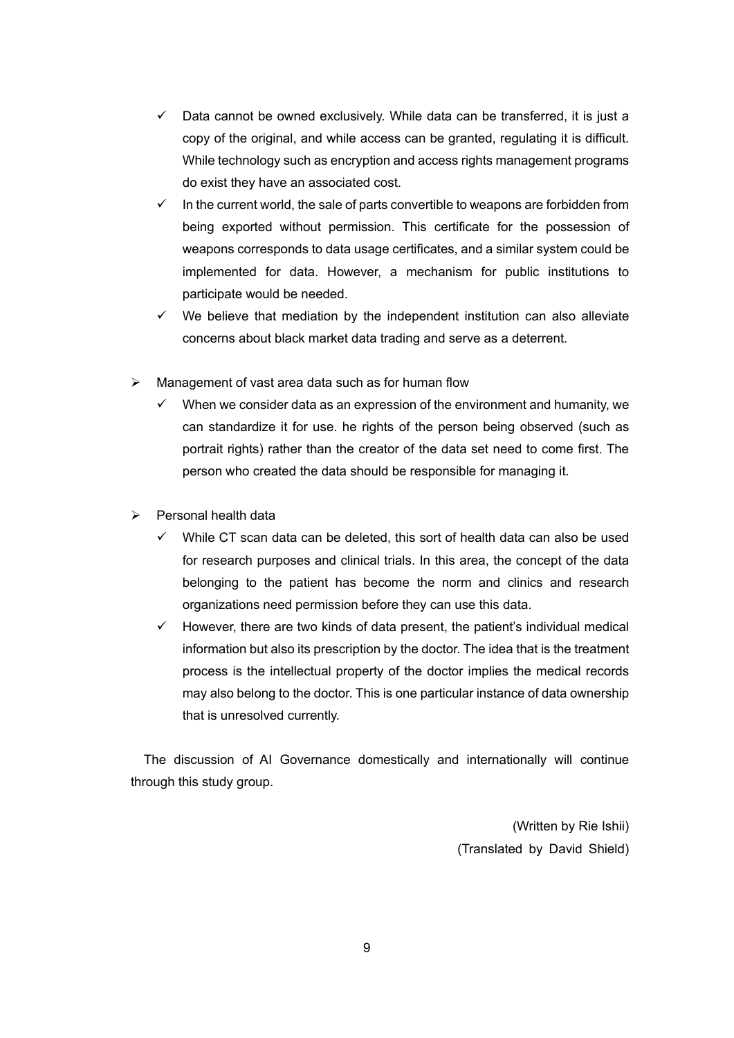- ✓ Data cannot be owned exclusively. While data can be transferred, it is just a copy of the original, and while access can be granted, regulating it is difficult. While technology such as encryption and access rights management programs do exist they have an associated cost.
- ✓ In the current world, the sale of parts convertible to weapons are forbidden from being exported without permission. This certificate for the possession of weapons corresponds to data usage certificates, and a similar system could be implemented for data. However, a mechanism for public institutions to participate would be needed.
- ✓ We believe that mediation by the independent institution can also alleviate concerns about black market data trading and serve as a deterrent.

- ➢ Management of vast area data such as for human flow
  - ✓ When we consider data as an expression of the environment and humanity, we can standardize it for use. he rights of the person being observed (such as portrait rights) rather than the creator of the data set need to come first. The person who created the data should be responsible for managing it.

- ➢ Personal health data
  - ✓ While CT scan data can be deleted, this sort of health data can also be used for research purposes and clinical trials. In this area, the concept of the data belonging to the patient has become the norm and clinics and research organizations need permission before they can use this data.
  - ✓ However, there are two kinds of data present, the patient's individual medical information but also its prescription by the doctor. The idea that is the treatment process is the intellectual property of the doctor implies the medical records may also belong to the doctor. This is one particular instance of data ownership that is unresolved currently.

The discussion of AI Governance domestically and internationally will continue through this study group.

(Written by Rie Ishii)
(Translated by David Shield)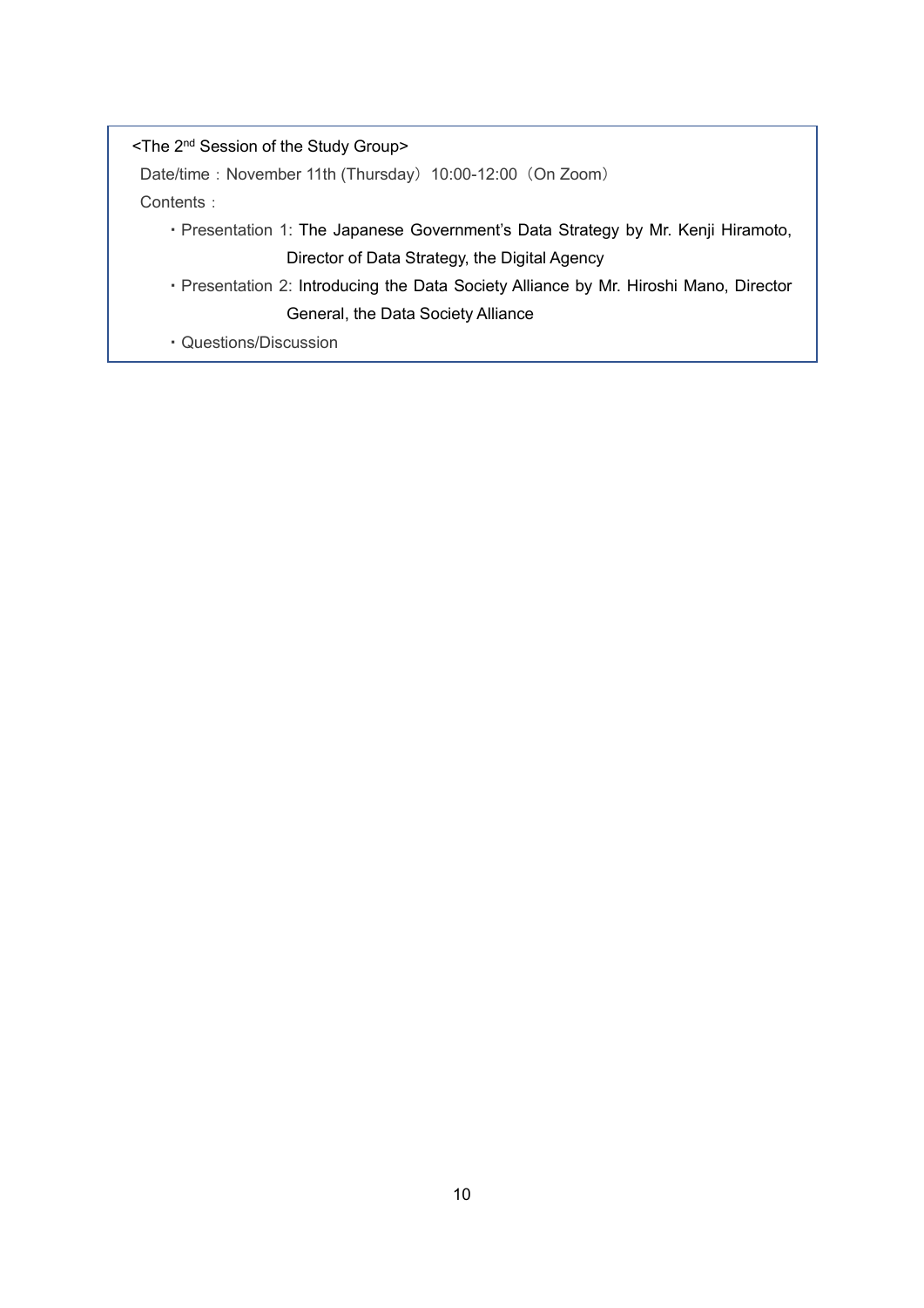<The 2nd Session of the Study Group>

Date/time：November 11th (Thursday) 10:00-12:00（On Zoom）

Contents：

- Presentation 1: The Japanese Government's Data Strategy by Mr. Kenji Hiramoto, Director of Data Strategy, the Digital Agency
- Presentation 2: Introducing the Data Society Alliance by Mr. Hiroshi Mano, Director General, the Data Society Alliance
- Questions/Discussion